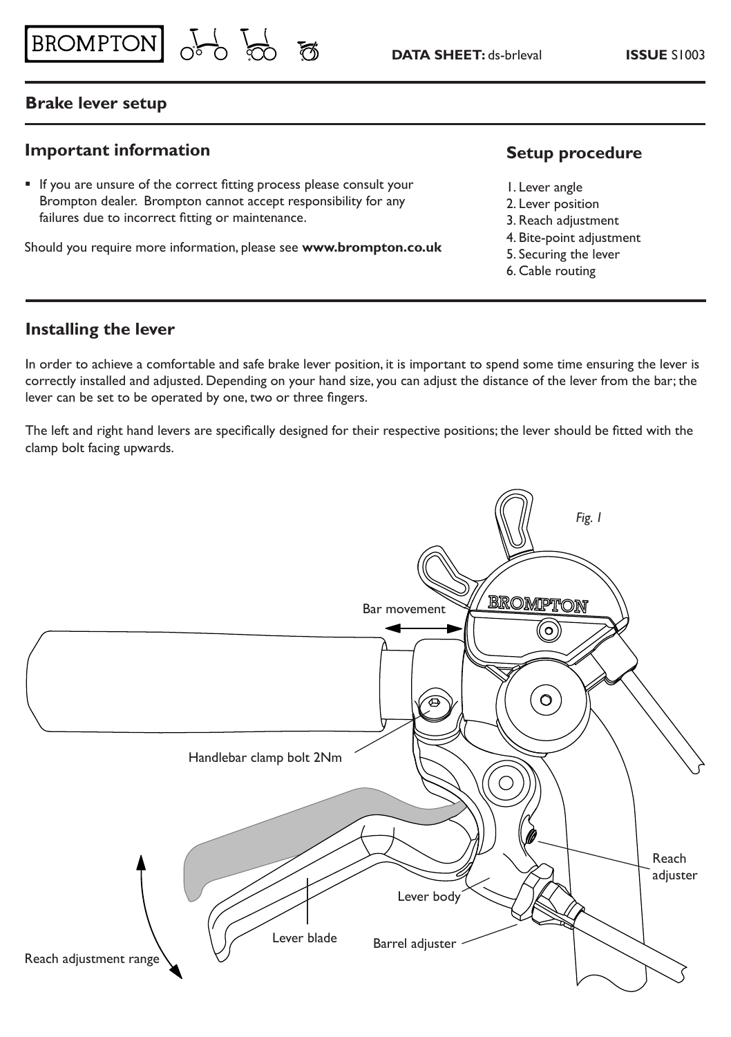# Brake lever setup

## Important information

- If you are unsure of the correct fitting process please consult your Brompton dealer. Brompton cannot accept responsibility for any failures due to incorrect fitting or maintenance.

Should you require more information, please see **www.brompton.co.uk**

## Setup procedure

1. Lever angle
2. Lever position
3. Reach adjustment
4. Bite-point adjustment
5. Securing the lever
6. Cable routing

## Installing the lever

In order to achieve a comfortable and safe brake lever position, it is important to spend some time ensuring the lever is correctly installed and adjusted. Depending on your hand size, you can adjust the distance of the lever from the bar; the lever can be set to be operated by one, two or three fingers.

The left and right hand levers are specifically designed for their respective positions; the lever should be fitted with the clamp bolt facing upwards.

*Fig. 1*

Bar movement

Handlebar clamp bolt 2Nm

Reach adjuster

Lever body

Lever blade

Barrel adjuster

Reach adjustment range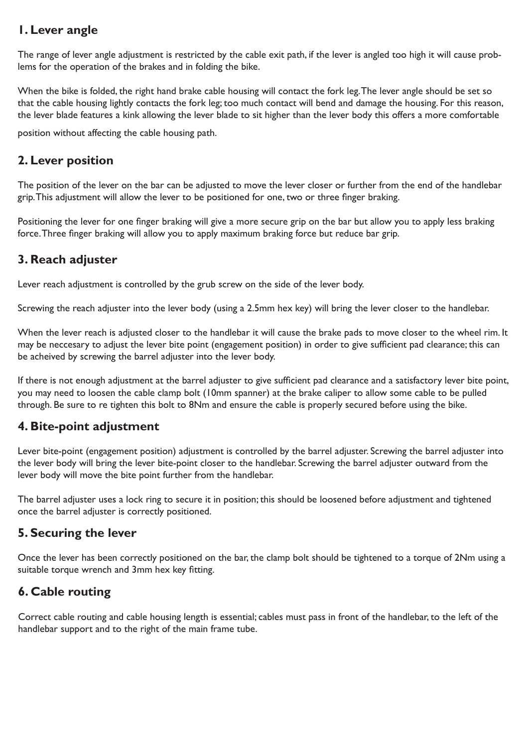## 1. Lever angle

The range of lever angle adjustment is restricted by the cable exit path, if the lever is angled too high it will cause problems for the operation of the brakes and in folding the bike.

When the bike is folded, the right hand brake cable housing will contact the fork leg. The lever angle should be set so that the cable housing lightly contacts the fork leg; too much contact will bend and damage the housing. For this reason, the lever blade features a kink allowing the lever blade to sit higher than the lever body this offers a more comfortable position without affecting the cable housing path.

## 2. Lever position

The position of the lever on the bar can be adjusted to move the lever closer or further from the end of the handlebar grip. This adjustment will allow the lever to be positioned for one, two or three finger braking.

Positioning the lever for one finger braking will give a more secure grip on the bar but allow you to apply less braking force. Three finger braking will allow you to apply maximum braking force but reduce bar grip.

## 3. Reach adjuster

Lever reach adjustment is controlled by the grub screw on the side of the lever body.

Screwing the reach adjuster into the lever body (using a 2.5mm hex key) will bring the lever closer to the handlebar.

When the lever reach is adjusted closer to the handlebar it will cause the brake pads to move closer to the wheel rim. It may be neccesary to adjust the lever bite point (engagement position) in order to give sufficient pad clearance; this can be acheived by screwing the barrel adjuster into the lever body.

If there is not enough adjustment at the barrel adjuster to give sufficient pad clearance and a satisfactory lever bite point, you may need to loosen the cable clamp bolt (10mm spanner) at the brake caliper to allow some cable to be pulled through. Be sure to re tighten this bolt to 8Nm and ensure the cable is properly secured before using the bike.

## 4. Bite-point adjustment

Lever bite-point (engagement position) adjustment is controlled by the barrel adjuster. Screwing the barrel adjuster into the lever body will bring the lever bite-point closer to the handlebar. Screwing the barrel adjuster outward from the lever body will move the bite point further from the handlebar.

The barrel adjuster uses a lock ring to secure it in position; this should be loosened before adjustment and tightened once the barrel adjuster is correctly positioned.

## 5. Securing the lever

Once the lever has been correctly positioned on the bar, the clamp bolt should be tightened to a torque of 2Nm using a suitable torque wrench and 3mm hex key fitting.

## 6. Cable routing

Correct cable routing and cable housing length is essential; cables must pass in front of the handlebar, to the left of the handlebar support and to the right of the main frame tube.